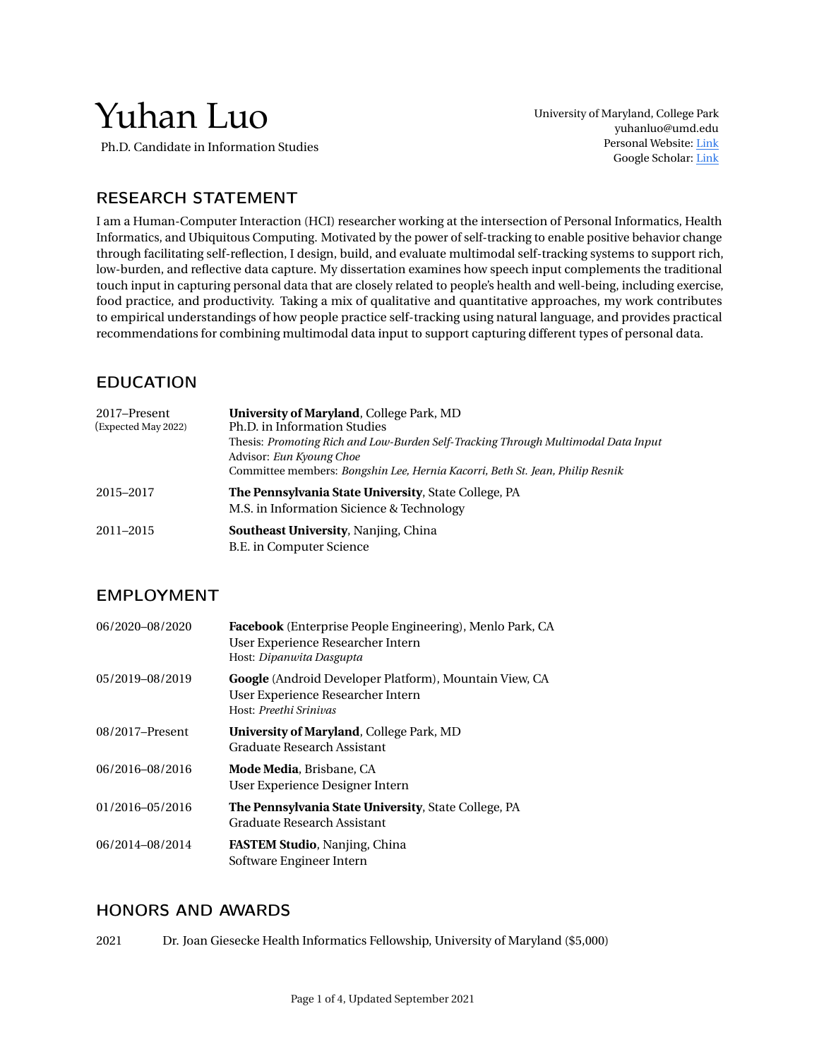# Yuhan Luo

Ph.D. Candidate in Information Studies

University of Maryland, College Park
yuhanluo@umd.edu
Personal Website: Link
Google Scholar: Link

## RESEARCH STATEMENT

I am a Human-Computer Interaction (HCI) researcher working at the intersection of Personal Informatics, Health Informatics, and Ubiquitous Computing. Motivated by the power of self-tracking to enable positive behavior change through facilitating self-reflection, I design, build, and evaluate multimodal self-tracking systems to support rich, low-burden, and reflective data capture. My dissertation examines how speech input complements the traditional touch input in capturing personal data that are closely related to people's health and well-being, including exercise, food practice, and productivity. Taking a mix of qualitative and quantitative approaches, my work contributes to empirical understandings of how people practice self-tracking using natural language, and provides practical recommendations for combining multimodal data input to support capturing different types of personal data.

## EDUCATION

2017–Present (Expected May 2022)
**University of Maryland**, College Park, MD
Ph.D. in Information Studies
Thesis: *Promoting Rich and Low-Burden Self-Tracking Through Multimodal Data Input*
Advisor: *Eun Kyoung Choe*
Committee members: *Bongshin Lee, Hernia Kacorri, Beth St. Jean, Philip Resnik*

2015–2017
**The Pennsylvania State University**, State College, PA
M.S. in Information Sicience & Technology

2011–2015
**Southeast University**, Nanjing, China
B.E. in Computer Science

## EMPLOYMENT

06/2020–08/2020
**Facebook** (Enterprise People Engineering), Menlo Park, CA
User Experience Researcher Intern
Host: *Dipanwita Dasgupta*

05/2019–08/2019
**Google** (Android Developer Platform), Mountain View, CA
User Experience Researcher Intern
Host: *Preethi Srinivas*

08/2017–Present
**University of Maryland**, College Park, MD
Graduate Research Assistant

06/2016–08/2016
**Mode Media**, Brisbane, CA
User Experience Designer Intern

01/2016–05/2016
**The Pennsylvania State University**, State College, PA
Graduate Research Assistant

06/2014–08/2014
**FASTEM Studio**, Nanjing, China
Software Engineer Intern

## HONORS AND AWARDS

2021 Dr. Joan Giesecke Health Informatics Fellowship, University of Maryland ($5,000)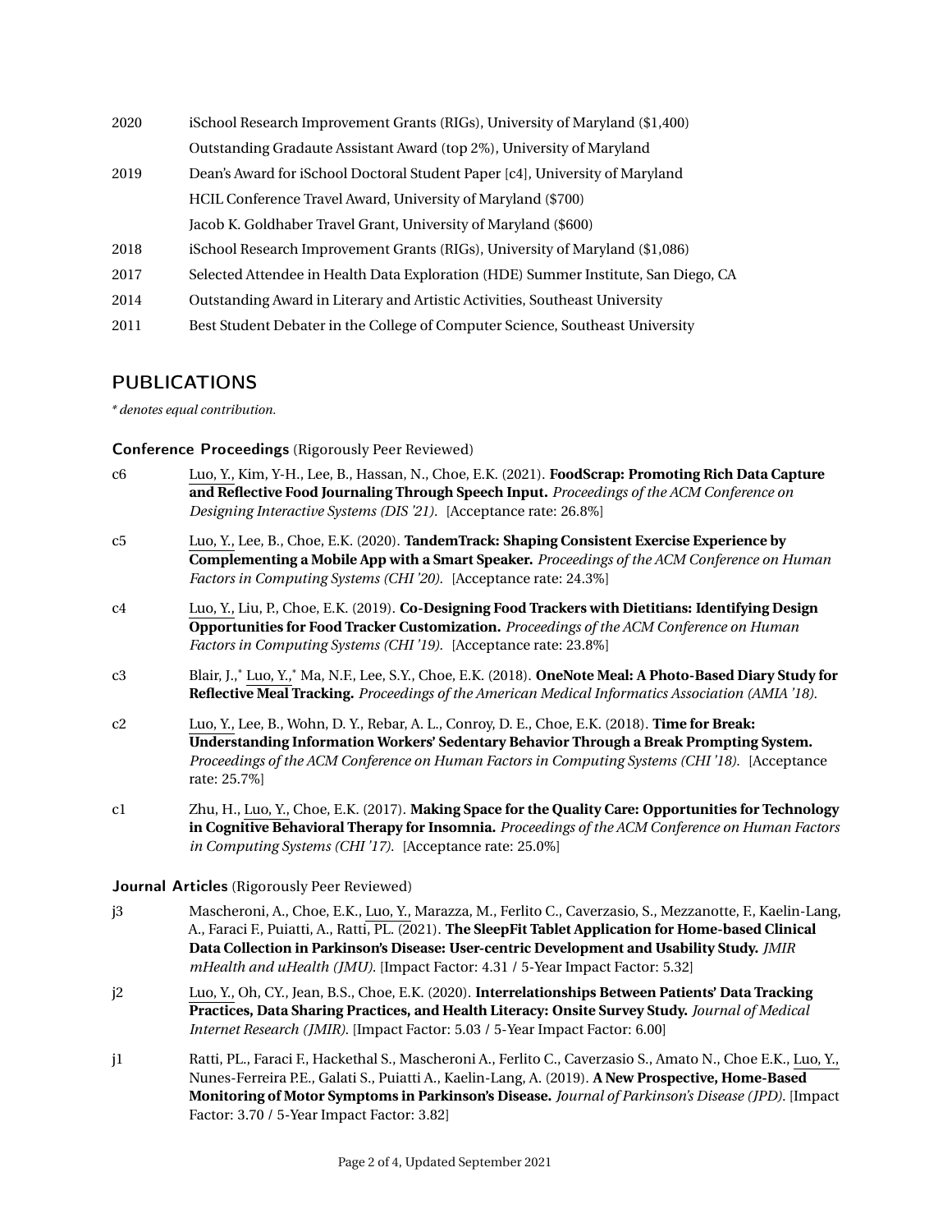| | |
|---|---|
| 2020 | iSchool Research Improvement Grants (RIGs), University of Maryland ($1,400) |
| | Outstanding Gradaute Assistant Award (top 2%), University of Maryland |
| 2019 | Dean's Award for iSchool Doctoral Student Paper [c4], University of Maryland |
| | HCIL Conference Travel Award, University of Maryland ($700) |
| | Jacob K. Goldhaber Travel Grant, University of Maryland ($600) |
| 2018 | iSchool Research Improvement Grants (RIGs), University of Maryland ($1,086) |
| 2017 | Selected Attendee in Health Data Exploration (HDE) Summer Institute, San Diego, CA |
| 2014 | Outstanding Award in Literary and Artistic Activities, Southeast University |
| 2011 | Best Student Debater in the College of Computer Science, Southeast University |

## PUBLICATIONS

*\* denotes equal contribution.*

### Conference Proceedings (Rigorously Peer Reviewed)

c6 Luo, Y., Kim, Y-H., Lee, B., Hassan, N., Choe, E.K. (2021). **FoodScrap: Promoting Rich Data Capture and Reflective Food Journaling Through Speech Input.** *Proceedings of the ACM Conference on Designing Interactive Systems (DIS '21).* [Acceptance rate: 26.8%]

c5 Luo, Y., Lee, B., Choe, E.K. (2020). **TandemTrack: Shaping Consistent Exercise Experience by Complementing a Mobile App with a Smart Speaker.** *Proceedings of the ACM Conference on Human Factors in Computing Systems (CHI '20).* [Acceptance rate: 24.3%]

c4 Luo, Y., Liu, P., Choe, E.K. (2019). **Co-Designing Food Trackers with Dietitians: Identifying Design Opportunities for Food Tracker Customization.** *Proceedings of the ACM Conference on Human Factors in Computing Systems (CHI '19).* [Acceptance rate: 23.8%]

c3 Blair, J.,* Luo, Y.,* Ma, N.F., Lee, S.Y., Choe, E.K. (2018). **OneNote Meal: A Photo-Based Diary Study for Reflective Meal Tracking.** *Proceedings of the American Medical Informatics Association (AMIA '18).*

c2 Luo, Y., Lee, B., Wohn, D. Y., Rebar, A. L., Conroy, D. E., Choe, E.K. (2018). **Time for Break: Understanding Information Workers' Sedentary Behavior Through a Break Prompting System.** *Proceedings of the ACM Conference on Human Factors in Computing Systems (CHI '18).* [Acceptance rate: 25.7%]

c1 Zhu, H., Luo, Y., Choe, E.K. (2017). **Making Space for the Quality Care: Opportunities for Technology in Cognitive Behavioral Therapy for Insomnia.** *Proceedings of the ACM Conference on Human Factors in Computing Systems (CHI '17).* [Acceptance rate: 25.0%]

### Journal Articles (Rigorously Peer Reviewed)

j3 Mascheroni, A., Choe, E.K., Luo, Y., Marazza, M., Ferlito C., Caverzasio, S., Mezzanotte, F., Kaelin-Lang, A., Faraci F., Puiatti, A., Ratti, PL. (2021). **The SleepFit Tablet Application for Home-based Clinical Data Collection in Parkinson's Disease: User-centric Development and Usability Study.** *JMIR mHealth and uHealth (JMU).* [Impact Factor: 4.31 / 5-Year Impact Factor: 5.32]

j2 Luo, Y., Oh, CY., Jean, B.S., Choe, E.K. (2020). **Interrelationships Between Patients' Data Tracking Practices, Data Sharing Practices, and Health Literacy: Onsite Survey Study.** *Journal of Medical Internet Research (JMIR).* [Impact Factor: 5.03 / 5-Year Impact Factor: 6.00]

j1 Ratti, PL., Faraci F., Hackethal S., Mascheroni A., Ferlito C., Caverzasio S., Amato N., Choe E.K., Luo, Y., Nunes-Ferreira P.E., Galati S., Puiatti A., Kaelin-Lang, A. (2019). **A New Prospective, Home-Based Monitoring of Motor Symptoms in Parkinson's Disease.** *Journal of Parkinson's Disease (JPD).* [Impact Factor: 3.70 / 5-Year Impact Factor: 3.82]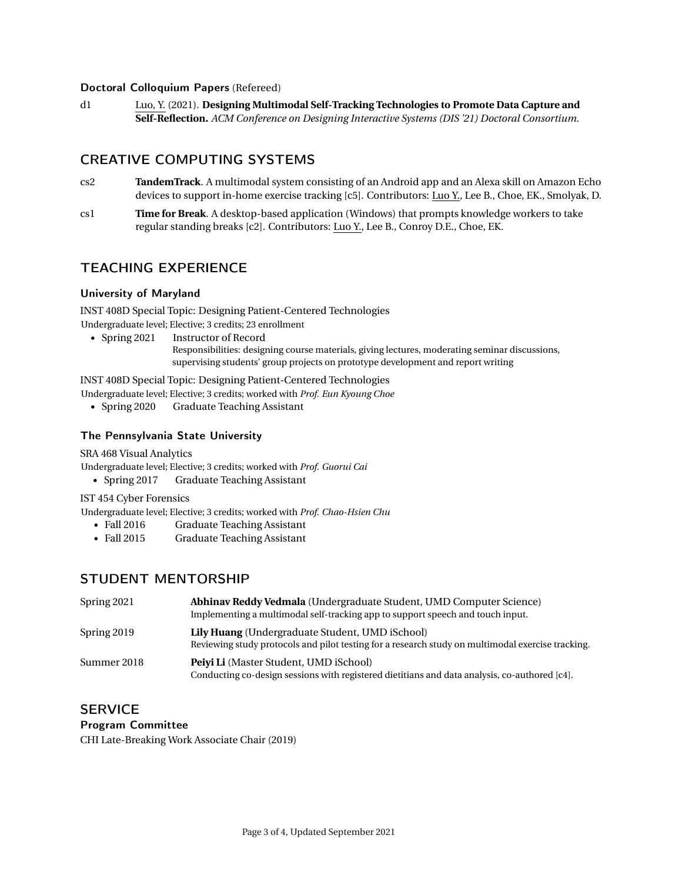### Doctoral Colloquium Papers (Refereed)

d1 Luo, Y. (2021). **Designing Multimodal Self-Tracking Technologies to Promote Data Capture and Self-Reflection.** *ACM Conference on Designing Interactive Systems (DIS '21) Doctoral Consortium.*

## CREATIVE COMPUTING SYSTEMS

cs2 **TandemTrack**. A multimodal system consisting of an Android app and an Alexa skill on Amazon Echo devices to support in-home exercise tracking [c5]. Contributors: Luo Y., Lee B., Choe, EK., Smolyak, D.

cs1 **Time for Break**. A desktop-based application (Windows) that prompts knowledge workers to take regular standing breaks [c2]. Contributors: Luo Y., Lee B., Conroy D.E., Choe, EK.

## TEACHING EXPERIENCE

### University of Maryland

INST 408D Special Topic: Designing Patient-Centered Technologies
Undergraduate level; Elective; 3 credits; 23 enrollment

- Spring 2021 Instructor of Record
  Responsibilities: designing course materials, giving lectures, moderating seminar discussions, supervising students' group projects on prototype development and report writing

INST 408D Special Topic: Designing Patient-Centered Technologies
Undergraduate level; Elective; 3 credits; worked with *Prof. Eun Kyoung Choe*

- Spring 2020 Graduate Teaching Assistant

### The Pennsylvania State University

SRA 468 Visual Analytics
Undergraduate level; Elective; 3 credits; worked with *Prof. Guorui Cai*

- Spring 2017 Graduate Teaching Assistant

IST 454 Cyber Forensics
Undergraduate level; Elective; 3 credits; worked with *Prof. Chao-Hsien Chu*

- Fall 2016 Graduate Teaching Assistant
- Fall 2015 Graduate Teaching Assistant

## STUDENT MENTORSHIP

Spring 2021 **Abhinav Reddy Vedmala** (Undergraduate Student, UMD Computer Science)
Implementing a multimodal self-tracking app to support speech and touch input.

Spring 2019 **Lily Huang** (Undergraduate Student, UMD iSchool)
Reviewing study protocols and pilot testing for a research study on multimodal exercise tracking.

Summer 2018 **Peiyi Li** (Master Student, UMD iSchool)
Conducting co-design sessions with registered dietitians and data analysis, co-authored [c4].

## SERVICE

### Program Committee

CHI Late-Breaking Work Associate Chair (2019)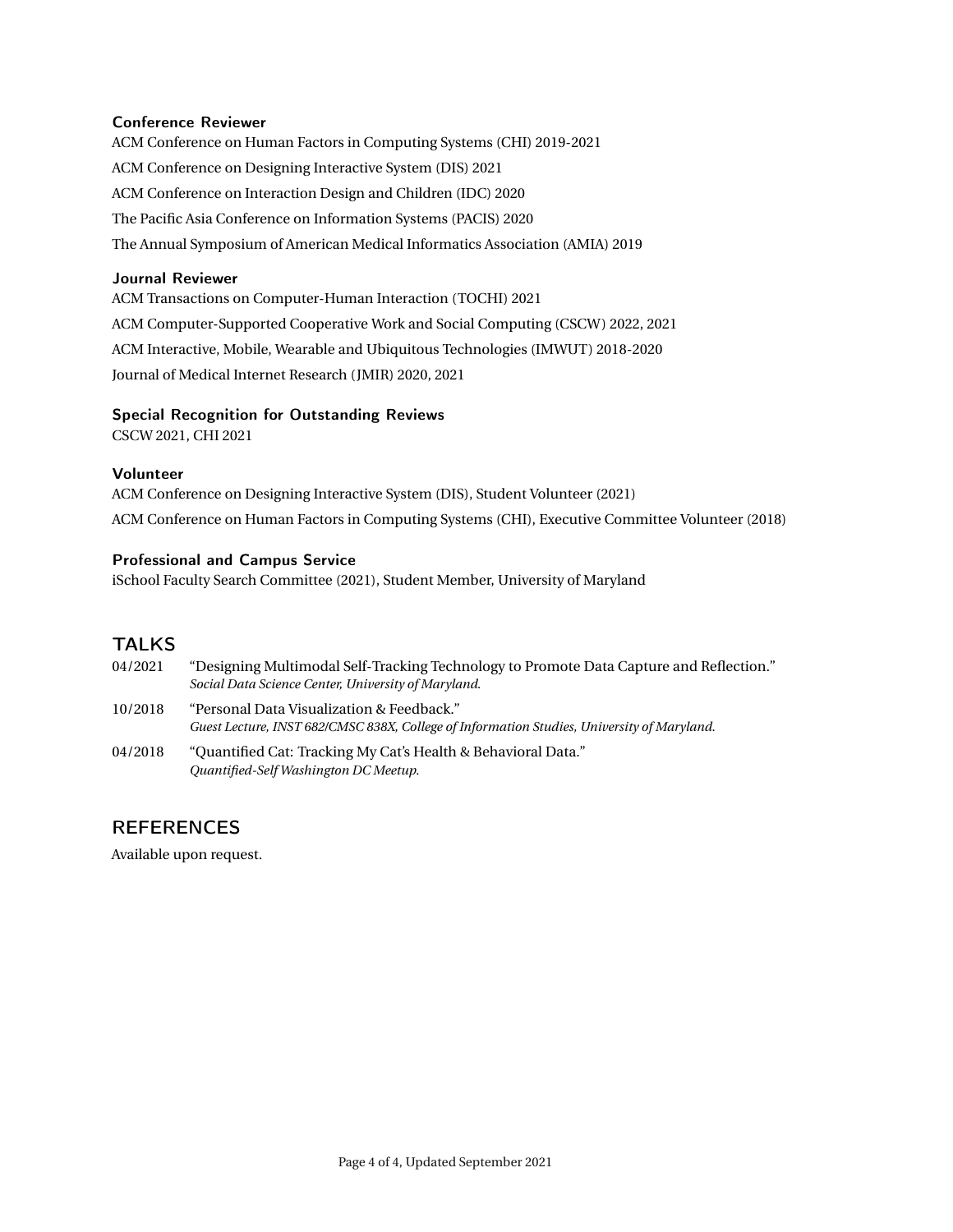### Conference Reviewer

ACM Conference on Human Factors in Computing Systems (CHI) 2019-2021

ACM Conference on Designing Interactive System (DIS) 2021

ACM Conference on Interaction Design and Children (IDC) 2020

The Pacific Asia Conference on Information Systems (PACIS) 2020

The Annual Symposium of American Medical Informatics Association (AMIA) 2019

### Journal Reviewer

ACM Transactions on Computer-Human Interaction (TOCHI) 2021

ACM Computer-Supported Cooperative Work and Social Computing (CSCW) 2022, 2021

ACM Interactive, Mobile, Wearable and Ubiquitous Technologies (IMWUT) 2018-2020

Journal of Medical Internet Research (JMIR) 2020, 2021

### Special Recognition for Outstanding Reviews

CSCW 2021, CHI 2021

### Volunteer

ACM Conference on Designing Interactive System (DIS), Student Volunteer (2021)

ACM Conference on Human Factors in Computing Systems (CHI), Executive Committee Volunteer (2018)

### Professional and Campus Service

iSchool Faculty Search Committee (2021), Student Member, University of Maryland

## TALKS

04/2021 "Designing Multimodal Self-Tracking Technology to Promote Data Capture and Reflection."
*Social Data Science Center, University of Maryland.*

10/2018 "Personal Data Visualization & Feedback."
*Guest Lecture, INST 682/CMSC 838X, College of Information Studies, University of Maryland.*

04/2018 "Quantified Cat: Tracking My Cat's Health & Behavioral Data."
*Quantified-Self Washington DC Meetup.*

## REFERENCES

Available upon request.